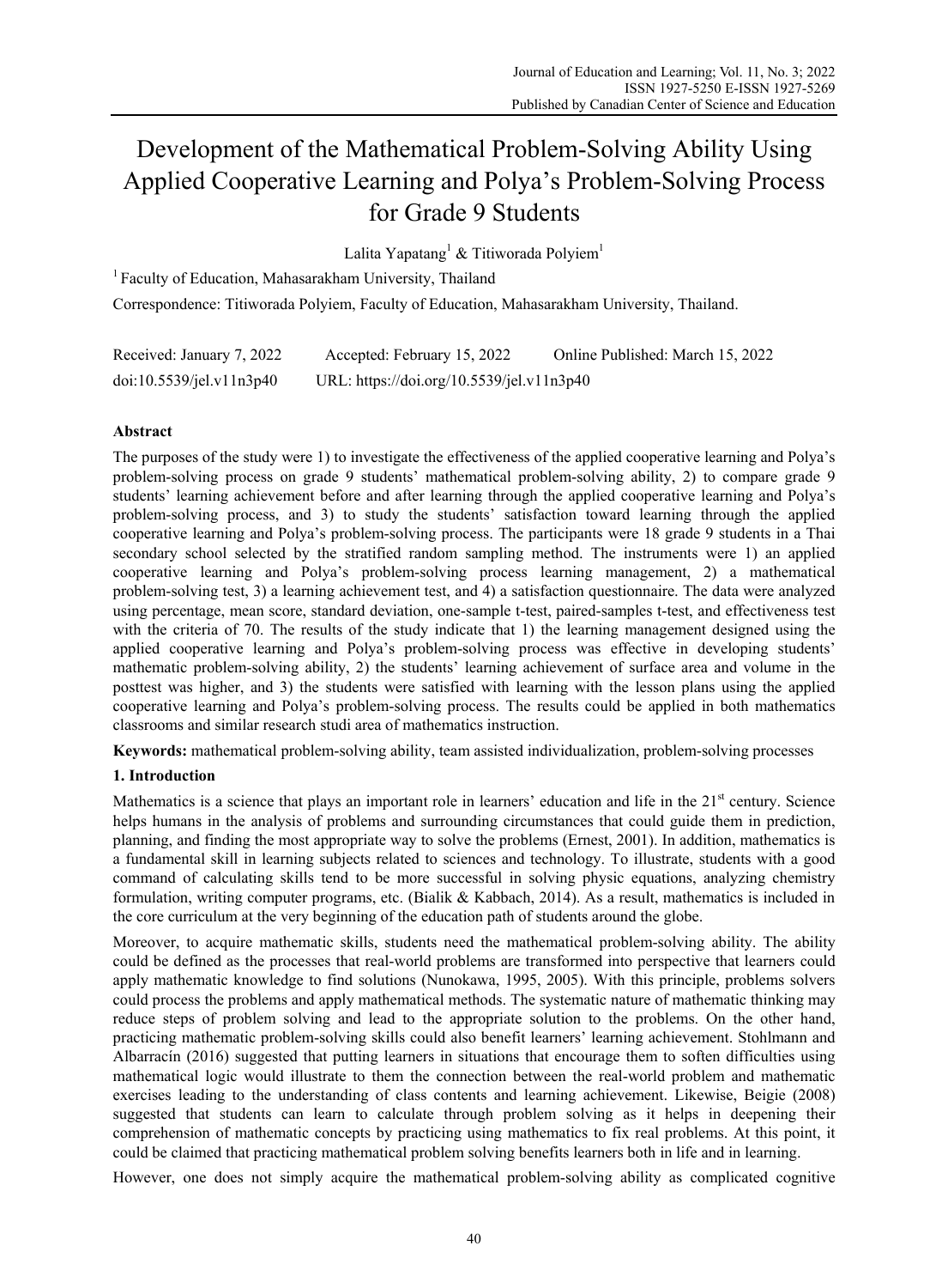# Development of the Mathematical Problem-Solving Ability Using Applied Cooperative Learning and Polya's Problem-Solving Process for Grade 9 Students

Lalita Yapatang[1] & Titiworada Polyiem[1]

[1] Faculty of Education, Mahasarakham University, Thailand

Correspondence: Titiworada Polyiem, Faculty of Education, Mahasarakham University, Thailand.

Received: January 7, 2022 Accepted: February 15, 2022 Online Published: March 15, 2022

doi:10.5539/jel.v11n3p40 URL: https://doi.org/10.5539/jel.v11n3p40

## Abstract

The purposes of the study were 1) to investigate the effectiveness of the applied cooperative learning and Polya's problem-solving process on grade 9 students' mathematical problem-solving ability, 2) to compare grade 9 students' learning achievement before and after learning through the applied cooperative learning and Polya's problem-solving process, and 3) to study the students' satisfaction toward learning through the applied cooperative learning and Polya's problem-solving process. The participants were 18 grade 9 students in a Thai secondary school selected by the stratified random sampling method. The instruments were 1) an applied cooperative learning and Polya's problem-solving process learning management, 2) a mathematical problem-solving test, 3) a learning achievement test, and 4) a satisfaction questionnaire. The data were analyzed using percentage, mean score, standard deviation, one-sample t-test, paired-samples t-test, and effectiveness test with the criteria of 70. The results of the study indicate that 1) the learning management designed using the applied cooperative learning and Polya's problem-solving process was effective in developing students' mathematic problem-solving ability, 2) the students' learning achievement of surface area and volume in the posttest was higher, and 3) the students were satisfied with learning with the lesson plans using the applied cooperative learning and Polya's problem-solving process. The results could be applied in both mathematics classrooms and similar research studi area of mathematics instruction.

**Keywords:** mathematical problem-solving ability, team assisted individualization, problem-solving processes

## 1. Introduction

Mathematics is a science that plays an important role in learners' education and life in the 21st century. Science helps humans in the analysis of problems and surrounding circumstances that could guide them in prediction, planning, and finding the most appropriate way to solve the problems (Ernest, 2001). In addition, mathematics is a fundamental skill in learning subjects related to sciences and technology. To illustrate, students with a good command of calculating skills tend to be more successful in solving physic equations, analyzing chemistry formulation, writing computer programs, etc. (Bialik & Kabbach, 2014). As a result, mathematics is included in the core curriculum at the very beginning of the education path of students around the globe.

Moreover, to acquire mathematic skills, students need the mathematical problem-solving ability. The ability could be defined as the processes that real-world problems are transformed into perspective that learners could apply mathematic knowledge to find solutions (Nunokawa, 1995, 2005). With this principle, problems solvers could process the problems and apply mathematical methods. The systematic nature of mathematic thinking may reduce steps of problem solving and lead to the appropriate solution to the problems. On the other hand, practicing mathematic problem-solving skills could also benefit learners' learning achievement. Stohlmann and Albarracín (2016) suggested that putting learners in situations that encourage them to soften difficulties using mathematical logic would illustrate to them the connection between the real-world problem and mathematic exercises leading to the understanding of class contents and learning achievement. Likewise, Beigie (2008) suggested that students can learn to calculate through problem solving as it helps in deepening their comprehension of mathematic concepts by practicing using mathematics to fix real problems. At this point, it could be claimed that practicing mathematical problem solving benefits learners both in life and in learning.

However, one does not simply acquire the mathematical problem-solving ability as complicated cognitive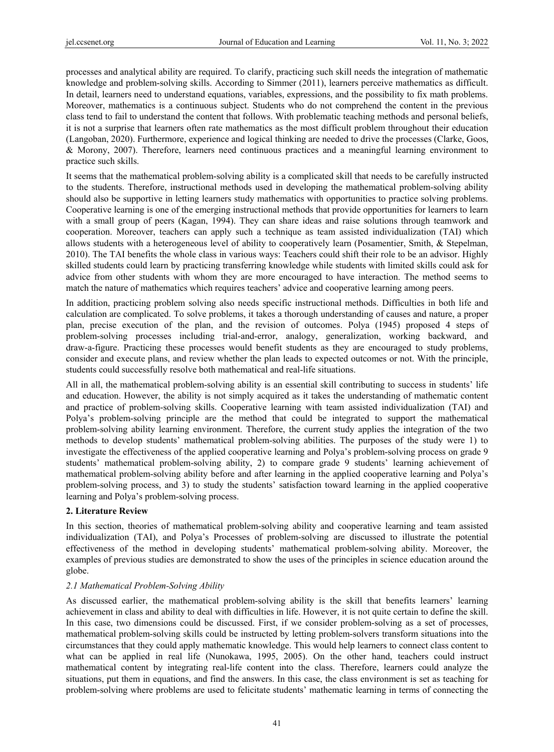processes and analytical ability are required. To clarify, practicing such skill needs the integration of mathematic knowledge and problem-solving skills. According to Simmer (2011), learners perceive mathematics as difficult. In detail, learners need to understand equations, variables, expressions, and the possibility to fix math problems. Moreover, mathematics is a continuous subject. Students who do not comprehend the content in the previous class tend to fail to understand the content that follows. With problematic teaching methods and personal beliefs, it is not a surprise that learners often rate mathematics as the most difficult problem throughout their education (Langoban, 2020). Furthermore, experience and logical thinking are needed to drive the processes (Clarke, Goos, & Morony, 2007). Therefore, learners need continuous practices and a meaningful learning environment to practice such skills.

It seems that the mathematical problem-solving ability is a complicated skill that needs to be carefully instructed to the students. Therefore, instructional methods used in developing the mathematical problem-solving ability should also be supportive in letting learners study mathematics with opportunities to practice solving problems. Cooperative learning is one of the emerging instructional methods that provide opportunities for learners to learn with a small group of peers (Kagan, 1994). They can share ideas and raise solutions through teamwork and cooperation. Moreover, teachers can apply such a technique as team assisted individualization (TAI) which allows students with a heterogeneous level of ability to cooperatively learn (Posamentier, Smith, & Stepelman, 2010). The TAI benefits the whole class in various ways: Teachers could shift their role to be an advisor. Highly skilled students could learn by practicing transferring knowledge while students with limited skills could ask for advice from other students with whom they are more encouraged to have interaction. The method seems to match the nature of mathematics which requires teachers' advice and cooperative learning among peers.

In addition, practicing problem solving also needs specific instructional methods. Difficulties in both life and calculation are complicated. To solve problems, it takes a thorough understanding of causes and nature, a proper plan, precise execution of the plan, and the revision of outcomes. Polya (1945) proposed 4 steps of problem-solving processes including trial-and-error, analogy, generalization, working backward, and draw-a-figure. Practicing these processes would benefit students as they are encouraged to study problems, consider and execute plans, and review whether the plan leads to expected outcomes or not. With the principle, students could successfully resolve both mathematical and real-life situations.

All in all, the mathematical problem-solving ability is an essential skill contributing to success in students' life and education. However, the ability is not simply acquired as it takes the understanding of mathematic content and practice of problem-solving skills. Cooperative learning with team assisted individualization (TAI) and Polya's problem-solving principle are the method that could be integrated to support the mathematical problem-solving ability learning environment. Therefore, the current study applies the integration of the two methods to develop students' mathematical problem-solving abilities. The purposes of the study were 1) to investigate the effectiveness of the applied cooperative learning and Polya's problem-solving process on grade 9 students' mathematical problem-solving ability, 2) to compare grade 9 students' learning achievement of mathematical problem-solving ability before and after learning in the applied cooperative learning and Polya's problem-solving process, and 3) to study the students' satisfaction toward learning in the applied cooperative learning and Polya's problem-solving process.

## 2. Literature Review

In this section, theories of mathematical problem-solving ability and cooperative learning and team assisted individualization (TAI), and Polya's Processes of problem-solving are discussed to illustrate the potential effectiveness of the method in developing students' mathematical problem-solving ability. Moreover, the examples of previous studies are demonstrated to show the uses of the principles in science education around the globe.

### *2.1 Mathematical Problem-Solving Ability*

As discussed earlier, the mathematical problem-solving ability is the skill that benefits learners' learning achievement in class and ability to deal with difficulties in life. However, it is not quite certain to define the skill. In this case, two dimensions could be discussed. First, if we consider problem-solving as a set of processes, mathematical problem-solving skills could be instructed by letting problem-solvers transform situations into the circumstances that they could apply mathematic knowledge. This would help learners to connect class content to what can be applied in real life (Nunokawa, 1995, 2005). On the other hand, teachers could instruct mathematical content by integrating real-life content into the class. Therefore, learners could analyze the situations, put them in equations, and find the answers. In this case, the class environment is set as teaching for problem-solving where problems are used to felicitate students' mathematic learning in terms of connecting the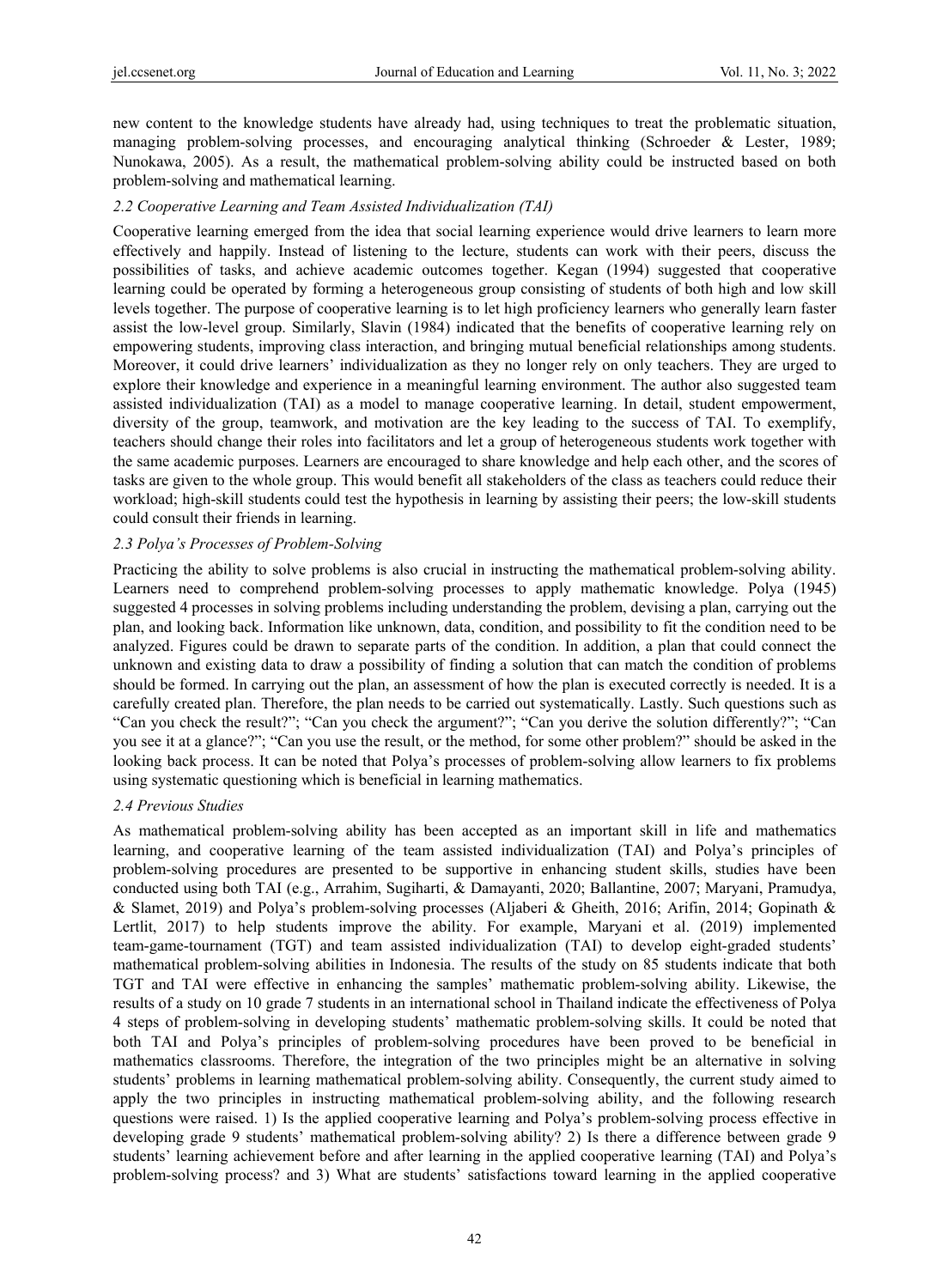new content to the knowledge students have already had, using techniques to treat the problematic situation, managing problem-solving processes, and encouraging analytical thinking (Schroeder & Lester, 1989; Nunokawa, 2005). As a result, the mathematical problem-solving ability could be instructed based on both problem-solving and mathematical learning.

### *2.2 Cooperative Learning and Team Assisted Individualization (TAI)*

Cooperative learning emerged from the idea that social learning experience would drive learners to learn more effectively and happily. Instead of listening to the lecture, students can work with their peers, discuss the possibilities of tasks, and achieve academic outcomes together. Kegan (1994) suggested that cooperative learning could be operated by forming a heterogeneous group consisting of students of both high and low skill levels together. The purpose of cooperative learning is to let high proficiency learners who generally learn faster assist the low-level group. Similarly, Slavin (1984) indicated that the benefits of cooperative learning rely on empowering students, improving class interaction, and bringing mutual beneficial relationships among students. Moreover, it could drive learners' individualization as they no longer rely on only teachers. They are urged to explore their knowledge and experience in a meaningful learning environment. The author also suggested team assisted individualization (TAI) as a model to manage cooperative learning. In detail, student empowerment, diversity of the group, teamwork, and motivation are the key leading to the success of TAI. To exemplify, teachers should change their roles into facilitators and let a group of heterogeneous students work together with the same academic purposes. Learners are encouraged to share knowledge and help each other, and the scores of tasks are given to the whole group. This would benefit all stakeholders of the class as teachers could reduce their workload; high-skill students could test the hypothesis in learning by assisting their peers; the low-skill students could consult their friends in learning.

### *2.3 Polya's Processes of Problem-Solving*

Practicing the ability to solve problems is also crucial in instructing the mathematical problem-solving ability. Learners need to comprehend problem-solving processes to apply mathematic knowledge. Polya (1945) suggested 4 processes in solving problems including understanding the problem, devising a plan, carrying out the plan, and looking back. Information like unknown, data, condition, and possibility to fit the condition need to be analyzed. Figures could be drawn to separate parts of the condition. In addition, a plan that could connect the unknown and existing data to draw a possibility of finding a solution that can match the condition of problems should be formed. In carrying out the plan, an assessment of how the plan is executed correctly is needed. It is a carefully created plan. Therefore, the plan needs to be carried out systematically. Lastly. Such questions such as "Can you check the result?"; "Can you check the argument?"; "Can you derive the solution differently?"; "Can you see it at a glance?"; "Can you use the result, or the method, for some other problem?" should be asked in the looking back process. It can be noted that Polya's processes of problem-solving allow learners to fix problems using systematic questioning which is beneficial in learning mathematics.

### *2.4 Previous Studies*

As mathematical problem-solving ability has been accepted as an important skill in life and mathematics learning, and cooperative learning of the team assisted individualization (TAI) and Polya's principles of problem-solving procedures are presented to be supportive in enhancing student skills, studies have been conducted using both TAI (e.g., Arrahim, Sugiharti, & Damayanti, 2020; Ballantine, 2007; Maryani, Pramudya, & Slamet, 2019) and Polya's problem-solving processes (Aljaberi & Gheith, 2016; Arifin, 2014; Gopinath & Lertlit, 2017) to help students improve the ability. For example, Maryani et al. (2019) implemented team-game-tournament (TGT) and team assisted individualization (TAI) to develop eight-graded students' mathematical problem-solving abilities in Indonesia. The results of the study on 85 students indicate that both TGT and TAI were effective in enhancing the samples' mathematic problem-solving ability. Likewise, the results of a study on 10 grade 7 students in an international school in Thailand indicate the effectiveness of Polya 4 steps of problem-solving in developing students' mathematic problem-solving skills. It could be noted that both TAI and Polya's principles of problem-solving procedures have been proved to be beneficial in mathematics classrooms. Therefore, the integration of the two principles might be an alternative in solving students' problems in learning mathematical problem-solving ability. Consequently, the current study aimed to apply the two principles in instructing mathematical problem-solving ability, and the following research questions were raised. 1) Is the applied cooperative learning and Polya's problem-solving process effective in developing grade 9 students' mathematical problem-solving ability? 2) Is there a difference between grade 9 students' learning achievement before and after learning in the applied cooperative learning (TAI) and Polya's problem-solving process? and 3) What are students' satisfactions toward learning in the applied cooperative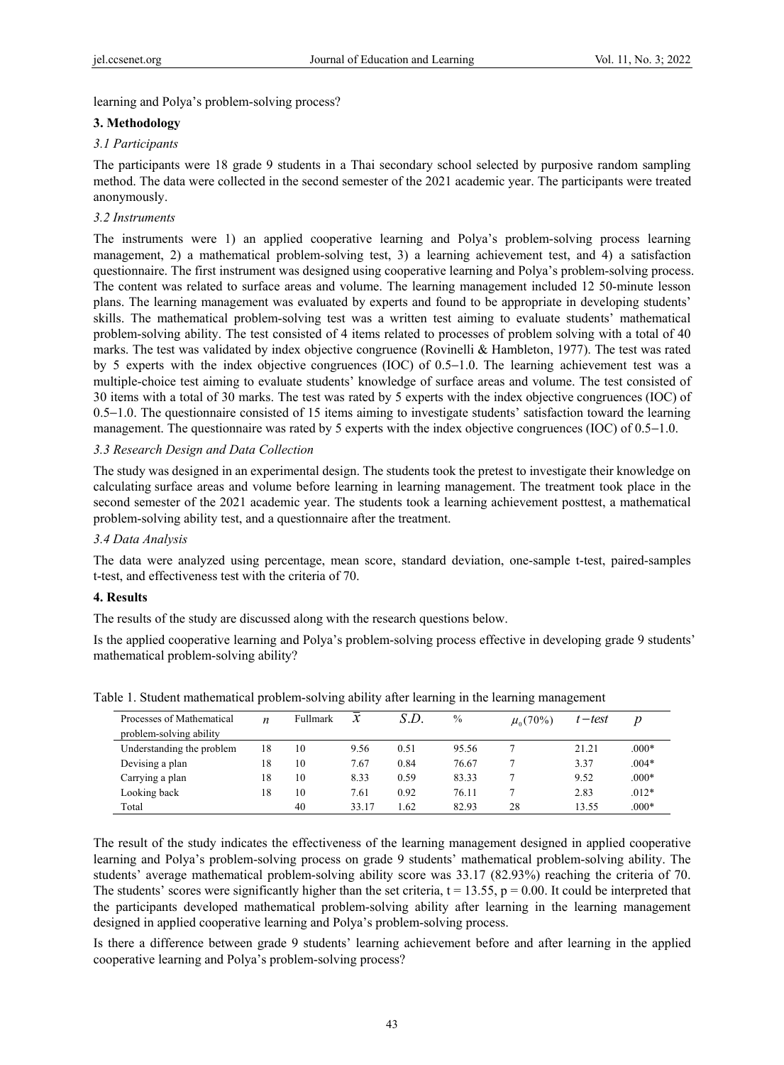learning and Polya's problem-solving process?

## 3. Methodology

### *3.1 Participants*

The participants were 18 grade 9 students in a Thai secondary school selected by purposive random sampling method. The data were collected in the second semester of the 2021 academic year. The participants were treated anonymously.

### *3.2 Instruments*

The instruments were 1) an applied cooperative learning and Polya's problem-solving process learning management, 2) a mathematical problem-solving test, 3) a learning achievement test, and 4) a satisfaction questionnaire. The first instrument was designed using cooperative learning and Polya's problem-solving process. The content was related to surface areas and volume. The learning management included 12 50-minute lesson plans. The learning management was evaluated by experts and found to be appropriate in developing students' skills. The mathematical problem-solving test was a written test aiming to evaluate students' mathematical problem-solving ability. The test consisted of 4 items related to processes of problem solving with a total of 40 marks. The test was validated by index objective congruence (Rovinelli & Hambleton, 1977). The test was rated by 5 experts with the index objective congruences (IOC) of 0.5–1.0. The learning achievement test was a multiple-choice test aiming to evaluate students' knowledge of surface areas and volume. The test consisted of 30 items with a total of 30 marks. The test was rated by 5 experts with the index objective congruences (IOC) of 0.5–1.0. The questionnaire consisted of 15 items aiming to investigate students' satisfaction toward the learning management. The questionnaire was rated by 5 experts with the index objective congruences (IOC) of 0.5–1.0.

### *3.3 Research Design and Data Collection*

The study was designed in an experimental design. The students took the pretest to investigate their knowledge on calculating surface areas and volume before learning in learning management. The treatment took place in the second semester of the 2021 academic year. The students took a learning achievement posttest, a mathematical problem-solving ability test, and a questionnaire after the treatment.

### *3.4 Data Analysis*

The data were analyzed using percentage, mean score, standard deviation, one-sample t-test, paired-samples t-test, and effectiveness test with the criteria of 70.

## 4. Results

The results of the study are discussed along with the research questions below.

Is the applied cooperative learning and Polya's problem-solving process effective in developing grade 9 students' mathematical problem-solving ability?

Table 1. Student mathematical problem-solving ability after learning in the learning management

| Processes of Mathematical problem-solving ability | $n$ | Fullmark | $\bar{x}$ | $S.D.$ | % | $\mu_0(70\%)$ | $t-test$ | $p$ |
|---|---|---|---|---|---|---|---|---|
| Understanding the problem | 18 | 10 | 9.56 | 0.51 | 95.56 | 7 | 21.21 | .000* |
| Devising a plan | 18 | 10 | 7.67 | 0.84 | 76.67 | 7 | 3.37 | .004* |
| Carrying a plan | 18 | 10 | 8.33 | 0.59 | 83.33 | 7 | 9.52 | .000* |
| Looking back | 18 | 10 | 7.61 | 0.92 | 76.11 | 7 | 2.83 | .012* |
| Total | | 40 | 33.17 | 1.62 | 82.93 | 28 | 13.55 | .000* |

The result of the study indicates the effectiveness of the learning management designed in applied cooperative learning and Polya's problem-solving process on grade 9 students' mathematical problem-solving ability. The students' average mathematical problem-solving ability score was 33.17 (82.93%) reaching the criteria of 70. The students' scores were significantly higher than the set criteria, $t = 13.55$, $p = 0.00$. It could be interpreted that the participants developed mathematical problem-solving ability after learning in the learning management designed in applied cooperative learning and Polya's problem-solving process.

Is there a difference between grade 9 students' learning achievement before and after learning in the applied cooperative learning and Polya's problem-solving process?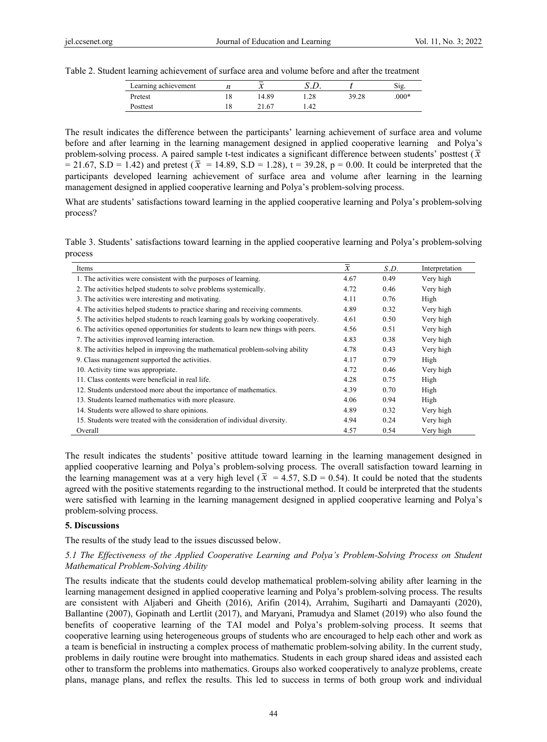Table 2. Student learning achievement of surface area and volume before and after the treatment

| Learning achievement | $n$ | $\bar{x}$ | $S.D.$ | $t$ | Sig. |
|---|---|---|---|---|---|
| Pretest | 18 | 14.89 | 1.28 | 39.28 | .000* |
| Posttest | 18 | 21.67 | 1.42 | | |

The result indicates the difference between the participants' learning achievement of surface area and volume before and after learning in the learning management designed in applied cooperative learning and Polya's problem-solving process. A paired sample t-test indicates a significant difference between students' posttest ($\bar{x}$ = 21.67, S.D = 1.42) and pretest ($\bar{x}$ = 14.89, S.D = 1.28), t = 39.28, p = 0.00. It could be interpreted that the participants developed learning achievement of surface area and volume after learning in the learning management designed in applied cooperative learning and Polya's problem-solving process.

What are students' satisfactions toward learning in the applied cooperative learning and Polya's problem-solving process?

Table 3. Students' satisfactions toward learning in the applied cooperative learning and Polya's problem-solving process

| Items | $\bar{x}$ | $S.D.$ | Interpretation |
|---|---|---|---|
| 1. The activities were consistent with the purposes of learning. | 4.67 | 0.49 | Very high |
| 2. The activities helped students to solve problems systemically. | 4.72 | 0.46 | Very high |
| 3. The activities were interesting and motivating. | 4.11 | 0.76 | High |
| 4. The activities helped students to practice sharing and receiving comments. | 4.89 | 0.32 | Very high |
| 5. The activities helped students to reach learning goals by working cooperatively. | 4.61 | 0.50 | Very high |
| 6. The activities opened opportunities for students to learn new things with peers. | 4.56 | 0.51 | Very high |
| 7. The activities improved learning interaction. | 4.83 | 0.38 | Very high |
| 8. The activities helped in improving the mathematical problem-solving ability | 4.78 | 0.43 | Very high |
| 9. Class management supported the activities. | 4.17 | 0.79 | High |
| 10. Activity time was appropriate. | 4.72 | 0.46 | Very high |
| 11. Class contents were beneficial in real life. | 4.28 | 0.75 | High |
| 12. Students understood more about the importance of mathematics. | 4.39 | 0.70 | High |
| 13. Students learned mathematics with more pleasure. | 4.06 | 0.94 | High |
| 14. Students were allowed to share opinions. | 4.89 | 0.32 | Very high |
| 15. Students were treated with the consideration of individual diversity. | 4.94 | 0.24 | Very high |
| Overall | 4.57 | 0.54 | Very high |

The result indicates the students' positive attitude toward learning in the learning management designed in applied cooperative learning and Polya's problem-solving process. The overall satisfaction toward learning in the learning management was at a very high level ($\bar{x}$ = 4.57, S.D = 0.54). It could be noted that the students agreed with the positive statements regarding to the instructional method. It could be interpreted that the students were satisfied with learning in the learning management designed in applied cooperative learning and Polya's problem-solving process.

## 5. Discussions

The results of the study lead to the issues discussed below.

### *5.1 The Effectiveness of the Applied Cooperative Learning and Polya's Problem-Solving Process on Student Mathematical Problem-Solving Ability*

The results indicate that the students could develop mathematical problem-solving ability after learning in the learning management designed in applied cooperative learning and Polya's problem-solving process. The results are consistent with Aljaberi and Gheith (2016), Arifin (2014), Arrahim, Sugiharti and Damayanti (2020), Ballantine (2007), Gopinath and Lertlit (2017), and Maryani, Pramudya and Slamet (2019) who also found the benefits of cooperative learning of the TAI model and Polya's problem-solving process. It seems that cooperative learning using heterogeneous groups of students who are encouraged to help each other and work as a team is beneficial in instructing a complex process of mathematic problem-solving ability. In the current study, problems in daily routine were brought into mathematics. Students in each group shared ideas and assisted each other to transform the problems into mathematics. Groups also worked cooperatively to analyze problems, create plans, manage plans, and reflex the results. This led to success in terms of both group work and individual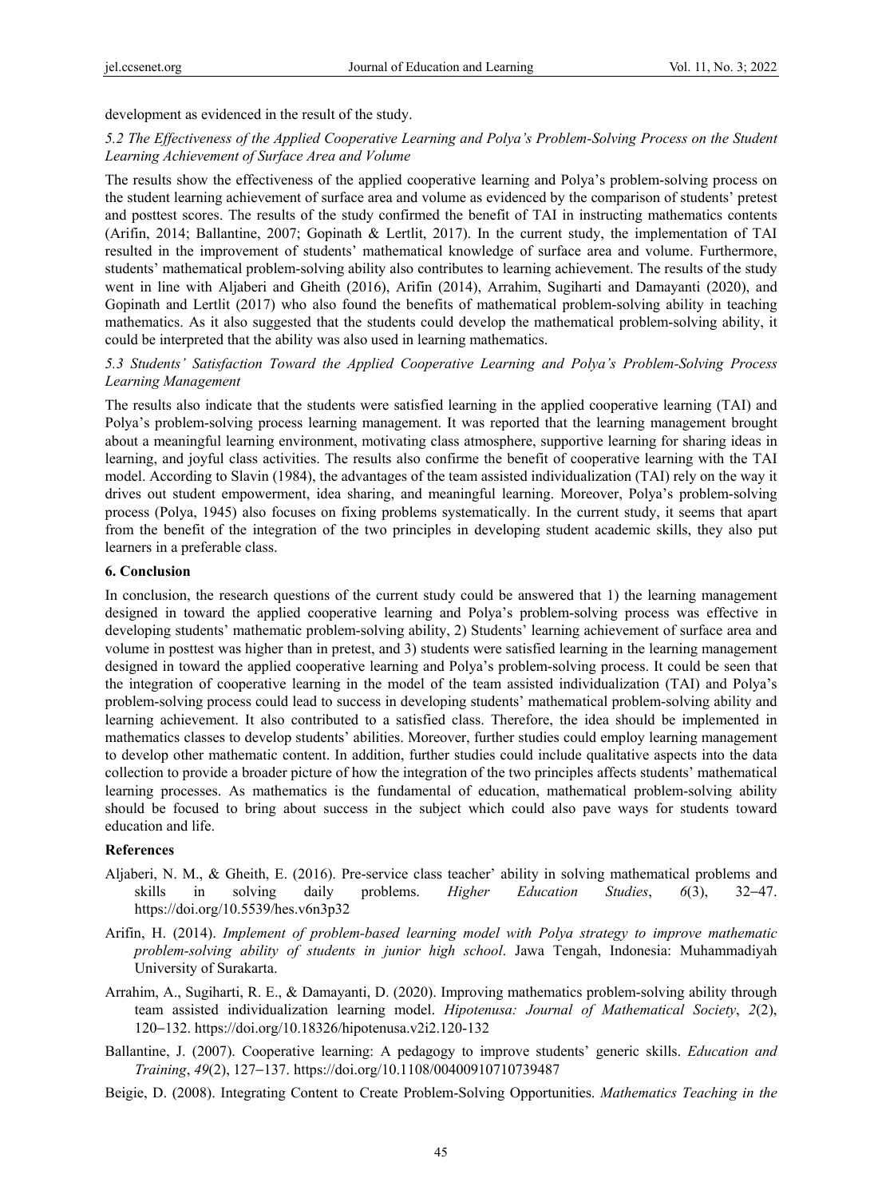development as evidenced in the result of the study.

### *5.2 The Effectiveness of the Applied Cooperative Learning and Polya's Problem-Solving Process on the Student Learning Achievement of Surface Area and Volume*

The results show the effectiveness of the applied cooperative learning and Polya's problem-solving process on the student learning achievement of surface area and volume as evidenced by the comparison of students' pretest and posttest scores. The results of the study confirmed the benefit of TAI in instructing mathematics contents (Arifin, 2014; Ballantine, 2007; Gopinath & Lertlit, 2017). In the current study, the implementation of TAI resulted in the improvement of students' mathematical knowledge of surface area and volume. Furthermore, students' mathematical problem-solving ability also contributes to learning achievement. The results of the study went in line with Aljaberi and Gheith (2016), Arifin (2014), Arrahim, Sugiharti and Damayanti (2020), and Gopinath and Lertlit (2017) who also found the benefits of mathematical problem-solving ability in teaching mathematics. As it also suggested that the students could develop the mathematical problem-solving ability, it could be interpreted that the ability was also used in learning mathematics.

### *5.3 Students' Satisfaction Toward the Applied Cooperative Learning and Polya's Problem-Solving Process Learning Management*

The results also indicate that the students were satisfied learning in the applied cooperative learning (TAI) and Polya's problem-solving process learning management. It was reported that the learning management brought about a meaningful learning environment, motivating class atmosphere, supportive learning for sharing ideas in learning, and joyful class activities. The results also confirme the benefit of cooperative learning with the TAI model. According to Slavin (1984), the advantages of the team assisted individualization (TAI) rely on the way it drives out student empowerment, idea sharing, and meaningful learning. Moreover, Polya's problem-solving process (Polya, 1945) also focuses on fixing problems systematically. In the current study, it seems that apart from the benefit of the integration of the two principles in developing student academic skills, they also put learners in a preferable class.

## 6. Conclusion

In conclusion, the research questions of the current study could be answered that 1) the learning management designed in toward the applied cooperative learning and Polya's problem-solving process was effective in developing students' mathematic problem-solving ability, 2) Students' learning achievement of surface area and volume in posttest was higher than in pretest, and 3) students were satisfied learning in the learning management designed in toward the applied cooperative learning and Polya's problem-solving process. It could be seen that the integration of cooperative learning in the model of the team assisted individualization (TAI) and Polya's problem-solving process could lead to success in developing students' mathematical problem-solving ability and learning achievement. It also contributed to a satisfied class. Therefore, the idea should be implemented in mathematics classes to develop students' abilities. Moreover, further studies could employ learning management to develop other mathematic content. In addition, further studies could include qualitative aspects into the data collection to provide a broader picture of how the integration of the two principles affects students' mathematical learning processes. As mathematics is the fundamental of education, mathematical problem-solving ability should be focused to bring about success in the subject which could also pave ways for students toward education and life.

## References

Aljaberi, N. M., & Gheith, E. (2016). Pre-service class teacher' ability in solving mathematical problems and skills in solving daily problems. *Higher Education Studies*, *6*(3), 32–47. https://doi.org/10.5539/hes.v6n3p32

Arifin, H. (2014). *Implement of problem-based learning model with Polya strategy to improve mathematic problem-solving ability of students in junior high school*. Jawa Tengah, Indonesia: Muhammadiyah University of Surakarta.

Arrahim, A., Sugiharti, R. E., & Damayanti, D. (2020). Improving mathematics problem-solving ability through team assisted individualization learning model. *Hipotenusa: Journal of Mathematical Society*, *2*(2), 120–132. https://doi.org/10.18326/hipotenusa.v2i2.120-132

Ballantine, J. (2007). Cooperative learning: A pedagogy to improve students' generic skills. *Education and Training*, *49*(2), 127–137. https://doi.org/10.1108/00400910710739487

Beigie, D. (2008). Integrating Content to Create Problem-Solving Opportunities. *Mathematics Teaching in the*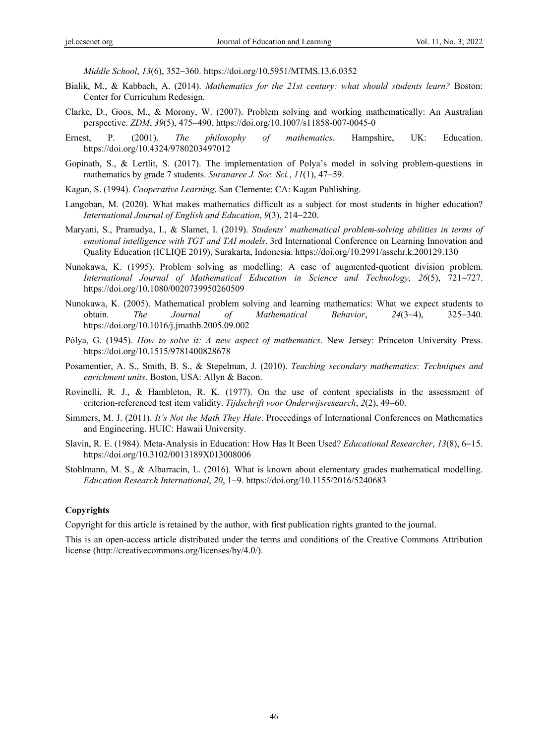*Middle School*, *13*(6), 352–360. https://doi.org/10.5951/MTMS.13.6.0352

Bialik, M., & Kabbach, A. (2014). *Mathematics for the 21st century: what should students learn?* Boston: Center for Curriculum Redesign.

Clarke, D., Goos, M., & Morony, W. (2007). Problem solving and working mathematically: An Australian perspective. *ZDM*, *39*(5), 475–490. https://doi.org/10.1007/s11858-007-0045-0

Ernest, P. (2001). *The philosophy of mathematics*. Hampshire, UK: Education. https://doi.org/10.4324/9780203497012

Gopinath, S., & Lertlit, S. (2017). The implementation of Polya's model in solving problem-questions in mathematics by grade 7 students. *Suranaree J. Soc. Sci.*, *11*(1), 47–59.

Kagan, S. (1994). *Cooperative Learning*. San Clemente: CA: Kagan Publishing.

Langoban, M. (2020). What makes mathematics difficult as a subject for most students in higher education? *International Journal of English and Education*, *9*(3), 214–220.

Maryani, S., Pramudya, I., & Slamet, I. (2019). *Students' mathematical problem-solving abilities in terms of emotional intelligence with TGT and TAI models*. 3rd International Conference on Learning Innovation and Quality Education (ICLIQE 2019), Surakarta, Indonesia. https://doi.org/10.2991/assehr.k.200129.130

Nunokawa, K. (1995). Problem solving as modelling: A case of augmented-quotient division problem. *International Journal of Mathematical Education in Science and Technology*, *26*(5), 721–727. https://doi.org/10.1080/0020739950260509

Nunokawa, K. (2005). Mathematical problem solving and learning mathematics: What we expect students to obtain. *The Journal of Mathematical Behavior*, *24*(3–4), 325–340. https://doi.org/10.1016/j.jmathb.2005.09.002

Pólya, G. (1945). *How to solve it: A new aspect of mathematics*. New Jersey: Princeton University Press. https://doi.org/10.1515/9781400828678

Posamentier, A. S., Smith, B. S., & Stepelman, J. (2010). *Teaching secondary mathematics: Techniques and enrichment units*. Boston, USA: Allyn & Bacon.

Rovinelli, R. J., & Hambleton, R. K. (1977). On the use of content specialists in the assessment of criterion-referenced test item validity. *Tijdschrift voor Onderwijsresearch*, *2*(2), 49–60.

Simmers, M. J. (2011). *It's Not the Math They Hate*. Proceedings of International Conferences on Mathematics and Engineering. HUIC: Hawaii University.

Slavin, R. E. (1984). Meta-Analysis in Education: How Has It Been Used? *Educational Researcher*, *13*(8), 6–15. https://doi.org/10.3102/0013189X013008006

Stohlmann, M. S., & Albarracín, L. (2016). What is known about elementary grades mathematical modelling. *Education Research International*, *20*, 1–9. https://doi.org/10.1155/2016/5240683

**Copyrights**

Copyright for this article is retained by the author, with first publication rights granted to the journal.

This is an open-access article distributed under the terms and conditions of the Creative Commons Attribution license (http://creativecommons.org/licenses/by/4.0/).